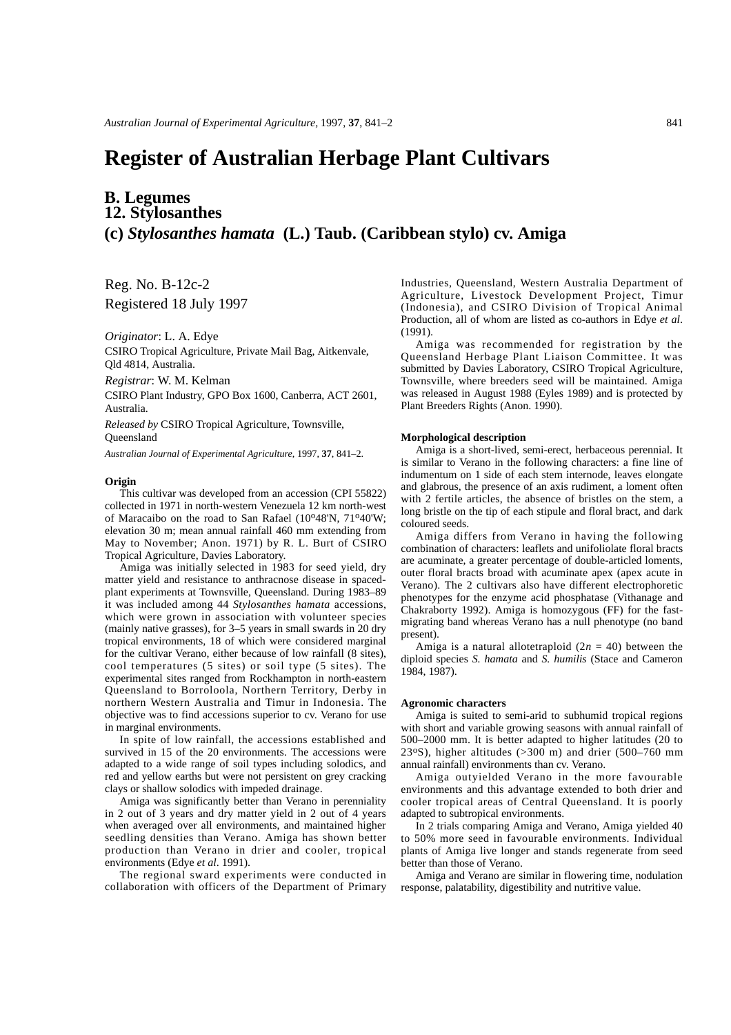# Register of Australian Herbage Plant Cultivars

## B. Legumes
## 12. Stylosanthes
## (c) *Stylosanthes hamata* (L.) Taub. (Caribbean stylo) cv. Amiga

Reg. No. B-12c-2
Registered 18 July 1997

*Originator*: L. A. Edye
CSIRO Tropical Agriculture, Private Mail Bag, Aitkenvale, Qld 4814, Australia.

*Registrar*: W. M. Kelman
CSIRO Plant Industry, GPO Box 1600, Canberra, ACT 2601, Australia.

*Released by* CSIRO Tropical Agriculture, Townsville, Queensland

*Australian Journal of Experimental Agriculture*, 1997, **37**, 841–2.

#### Origin

This cultivar was developed from an accession (CPI 55822) collected in 1971 in north-western Venezuela 12 km north-west of Maracaibo on the road to San Rafael (10º48'N, 71º40'W; elevation 30 m; mean annual rainfall 460 mm extending from May to November; Anon. 1971) by R. L. Burt of CSIRO Tropical Agriculture, Davies Laboratory.

Amiga was initially selected in 1983 for seed yield, dry matter yield and resistance to anthracnose disease in spaced-plant experiments at Townsville, Queensland. During 1983–89 it was included among 44 *Stylosanthes hamata* accessions, which were grown in association with volunteer species (mainly native grasses), for 3–5 years in small swards in 20 dry tropical environments, 18 of which were considered marginal for the cultivar Verano, either because of low rainfall (8 sites), cool temperatures (5 sites) or soil type (5 sites). The experimental sites ranged from Rockhampton in north-eastern Queensland to Borroloola, Northern Territory, Derby in northern Western Australia and Timur in Indonesia. The objective was to find accessions superior to cv. Verano for use in marginal environments.

In spite of low rainfall, the accessions established and survived in 15 of the 20 environments. The accessions were adapted to a wide range of soil types including solodics, and red and yellow earths but were not persistent on grey cracking clays or shallow solodics with impeded drainage.

Amiga was significantly better than Verano in perenniality in 2 out of 3 years and dry matter yield in 2 out of 4 years when averaged over all environments, and maintained higher seedling densities than Verano. Amiga has shown better production than Verano in drier and cooler, tropical environments (Edye *et al*. 1991).

The regional sward experiments were conducted in collaboration with officers of the Department of Primary Industries, Queensland, Western Australia Department of Agriculture, Livestock Development Project, Timur (Indonesia), and CSIRO Division of Tropical Animal Production, all of whom are listed as co-authors in Edye *et al*. (1991).

Amiga was recommended for registration by the Queensland Herbage Plant Liaison Committee. It was submitted by Davies Laboratory, CSIRO Tropical Agriculture, Townsville, where breeders seed will be maintained. Amiga was released in August 1988 (Eyles 1989) and is protected by Plant Breeders Rights (Anon. 1990).

#### Morphological description

Amiga is a short-lived, semi-erect, herbaceous perennial. It is similar to Verano in the following characters: a fine line of indumentum on 1 side of each stem internode, leaves elongate and glabrous, the presence of an axis rudiment, a loment often with 2 fertile articles, the absence of bristles on the stem, a long bristle on the tip of each stipule and floral bract, and dark coloured seeds.

Amiga differs from Verano in having the following combination of characters: leaflets and unifoliolate floral bracts are acuminate, a greater percentage of double-articled loments, outer floral bracts broad with acuminate apex (apex acute in Verano). The 2 cultivars also have different electrophoretic phenotypes for the enzyme acid phosphatase (Vithanage and Chakraborty 1992). Amiga is homozygous (FF) for the fast-migrating band whereas Verano has a null phenotype (no band present).

Amiga is a natural allotetraploid ($2n = 40$) between the diploid species *S. hamata* and *S. humilis* (Stace and Cameron 1984, 1987).

#### Agronomic characters

Amiga is suited to semi-arid to subhumid tropical regions with short and variable growing seasons with annual rainfall of 500–2000 mm. It is better adapted to higher latitudes (20 to 23ºS), higher altitudes (>300 m) and drier (500–760 mm annual rainfall) environments than cv. Verano.

Amiga outyielded Verano in the more favourable environments and this advantage extended to both drier and cooler tropical areas of Central Queensland. It is poorly adapted to subtropical environments.

In 2 trials comparing Amiga and Verano, Amiga yielded 40 to 50% more seed in favourable environments. Individual plants of Amiga live longer and stands regenerate from seed better than those of Verano.

Amiga and Verano are similar in flowering time, nodulation response, palatability, digestibility and nutritive value.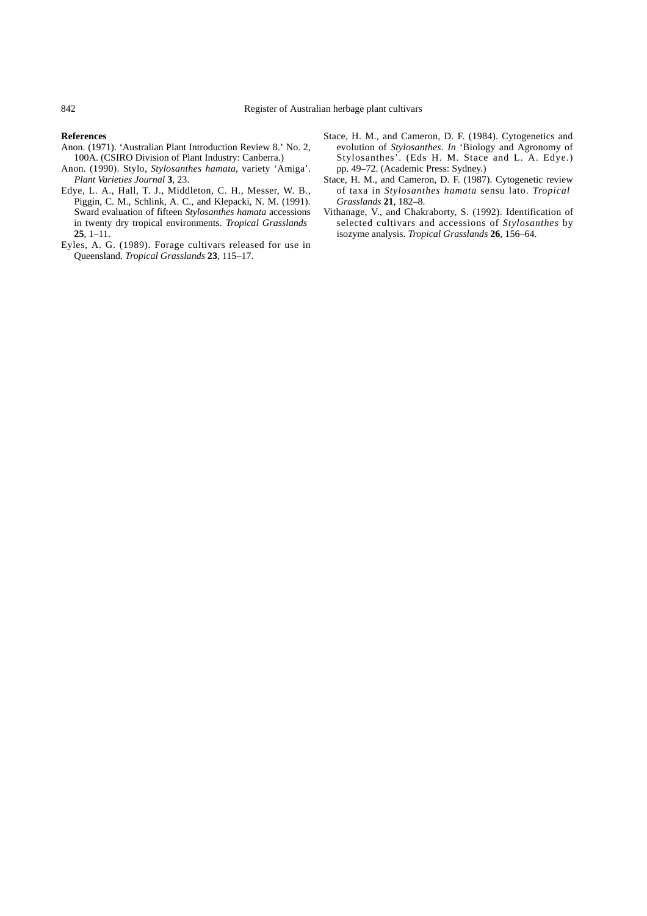**References**

Anon. (1971). 'Australian Plant Introduction Review 8.' No. 2, 100A. (CSIRO Division of Plant Industry: Canberra.)

Anon. (1990). Stylo, *Stylosanthes hamata*, variety 'Amiga'. *Plant Varieties Journal* **3**, 23.

Edye, L. A., Hall, T. J., Middleton, C. H., Messer, W. B., Piggin, C. M., Schlink, A. C., and Klepacki, N. M. (1991). Sward evaluation of fifteen *Stylosanthes hamata* accessions in twenty dry tropical environments. *Tropical Grasslands* **25**, 1–11.

Eyles, A. G. (1989). Forage cultivars released for use in Queensland. *Tropical Grasslands* **23**, 115–17.

Stace, H. M., and Cameron, D. F. (1984). Cytogenetics and evolution of *Stylosanthes*. *In* 'Biology and Agronomy of Stylosanthes'. (Eds H. M. Stace and L. A. Edye.) pp. 49–72. (Academic Press: Sydney.)

Stace, H. M., and Cameron, D. F. (1987). Cytogenetic review of taxa in *Stylosanthes hamata* sensu lato. *Tropical Grasslands* **21**, 182–8.

Vithanage, V., and Chakraborty, S. (1992). Identification of selected cultivars and accessions of *Stylosanthes* by isozyme analysis. *Tropical Grasslands* **26**, 156–64.